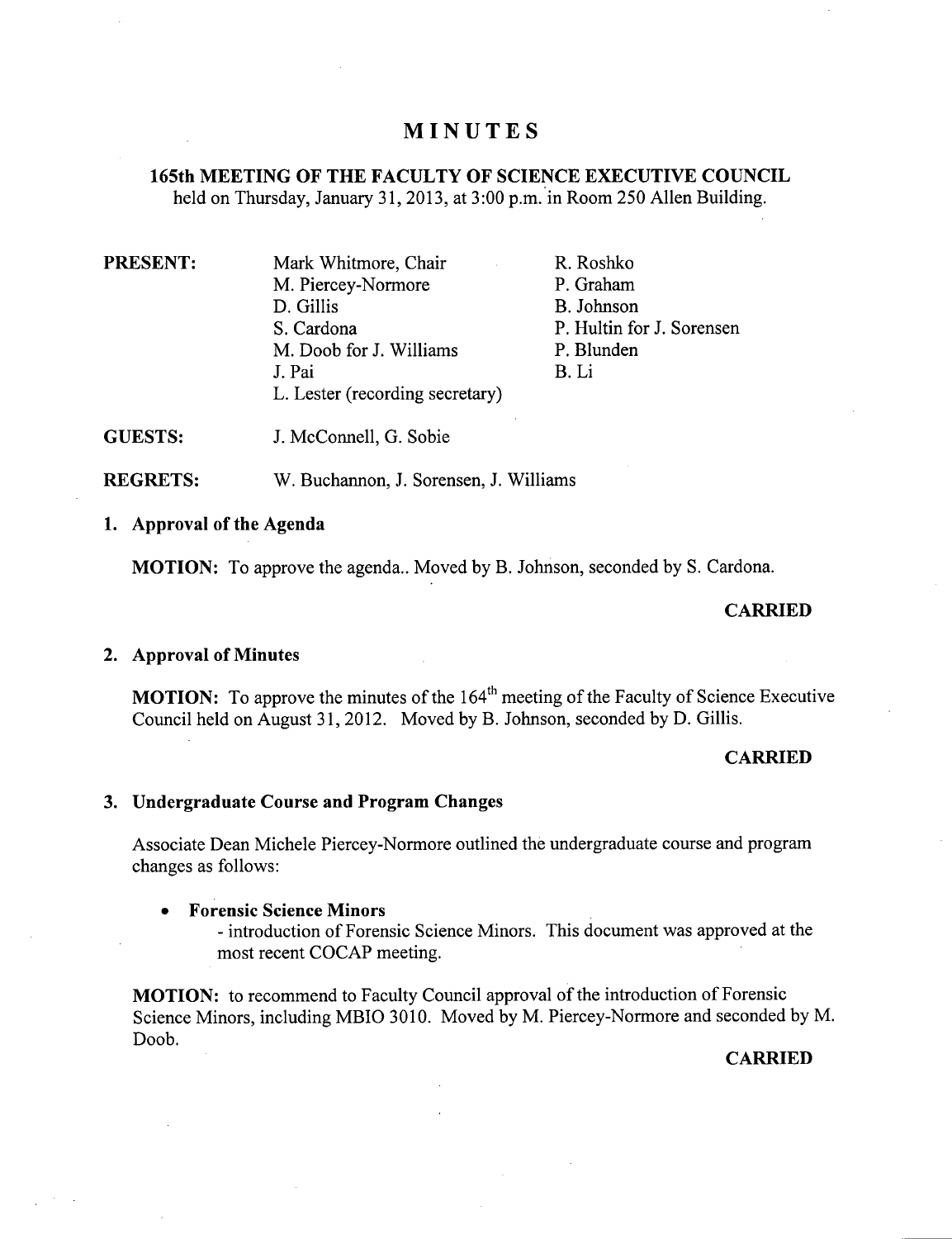# MINUTES

## 165th MEETING OF THE FACULTY OF SCIENCE EXECUTIVE COUNCIL

held on Thursday, January 31, 2013, at 3:00 p.m. in Room 250 Allen Building.

**PRESENT:**

Mark Whitmore, Chair
M. Piercey-Normore
D. Gillis
S. Cardona
M. Doob for J. Williams
J. Pai
L. Lester (recording secretary)
R. Roshko
P. Graham
B. Johnson
P. Hultin for J. Sorensen
P. Blunden
B. Li

**GUESTS:** J. McConnell, G. Sobie

**REGRETS:** W. Buchannon, J. Sorensen, J. Williams

### 1. Approval of the Agenda

**MOTION:** To approve the agenda.. Moved by B. Johnson, seconded by S. Cardona.

**CARRIED**

### 2. Approval of Minutes

**MOTION:** To approve the minutes of the 164th meeting of the Faculty of Science Executive Council held on August 31, 2012. Moved by B. Johnson, seconded by D. Gillis.

**CARRIED**

### 3. Undergraduate Course and Program Changes

Associate Dean Michele Piercey-Normore outlined the undergraduate course and program changes as follows:

- **Forensic Science Minors**
  - introduction of Forensic Science Minors. This document was approved at the most recent COCAP meeting.

**MOTION:** to recommend to Faculty Council approval of the introduction of Forensic Science Minors, including MBIO 3010. Moved by M. Piercey-Normore and seconded by M. Doob.

**CARRIED**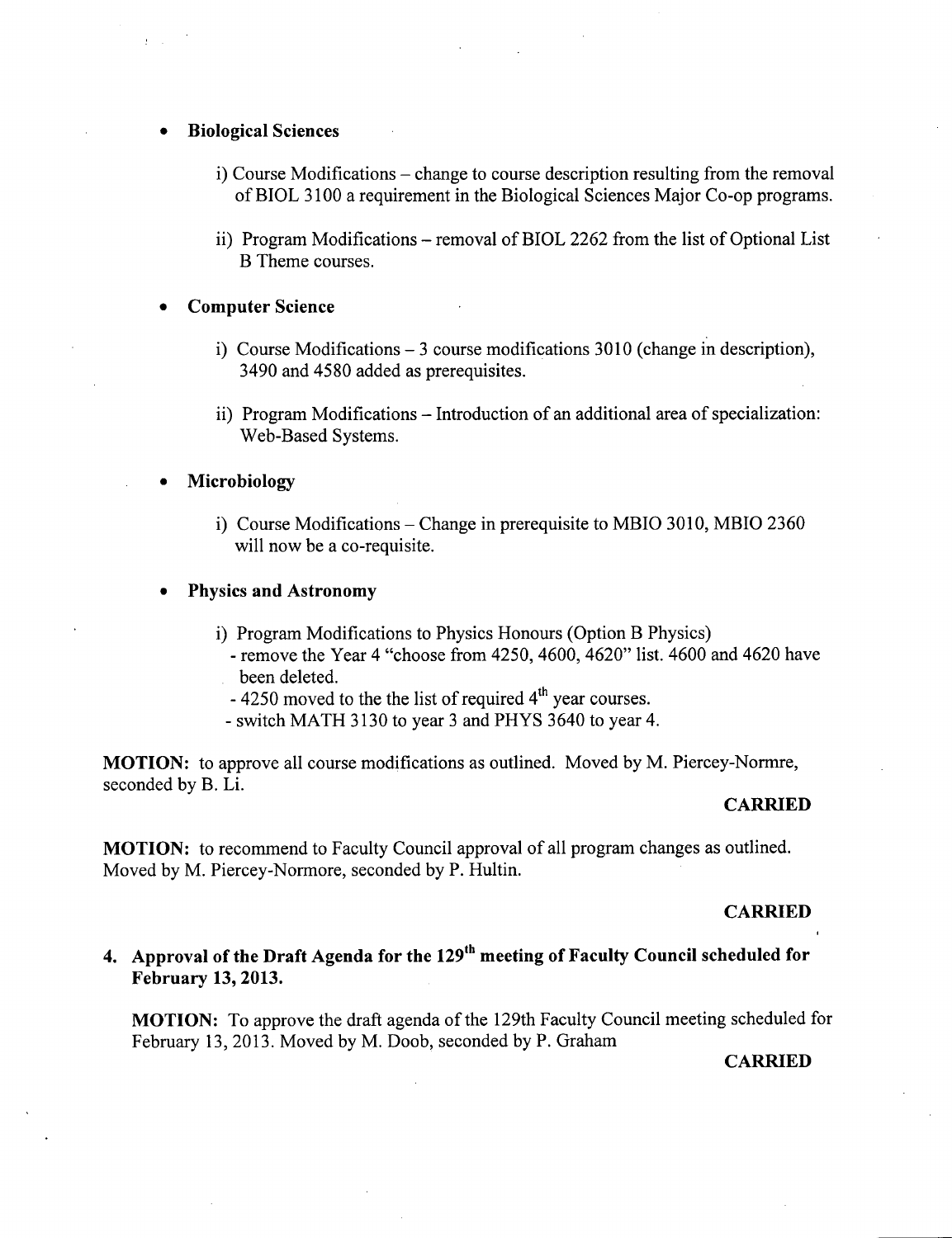- **Biological Sciences**

  i) Course Modifications – change to course description resulting from the removal of BIOL 3100 a requirement in the Biological Sciences Major Co-op programs.

  ii) Program Modifications – removal of BIOL 2262 from the list of Optional List B Theme courses.

- **Computer Science**

  i) Course Modifications – 3 course modifications 3010 (change in description), 3490 and 4580 added as prerequisites.

  ii) Program Modifications – Introduction of an additional area of specialization: Web-Based Systems.

- **Microbiology**

  i) Course Modifications – Change in prerequisite to MBIO 3010, MBIO 2360 will now be a co-requisite.

- **Physics and Astronomy**

  i) Program Modifications to Physics Honours (Option B Physics)
     - remove the Year 4 "choose from 4250, 4600, 4620" list. 4600 and 4620 have been deleted.
     - 4250 moved to the the list of required 4th year courses.
     - switch MATH 3130 to year 3 and PHYS 3640 to year 4.

**MOTION:** to approve all course modifications as outlined. Moved by M. Piercey-Normre, seconded by B. Li.

**CARRIED**

**MOTION:** to recommend to Faculty Council approval of all program changes as outlined. Moved by M. Piercey-Normore, seconded by P. Hultin.

**CARRIED**

## 4. Approval of the Draft Agenda for the 129th meeting of Faculty Council scheduled for February 13, 2013.

**MOTION:** To approve the draft agenda of the 129th Faculty Council meeting scheduled for February 13, 2013. Moved by M. Doob, seconded by P. Graham

**CARRIED**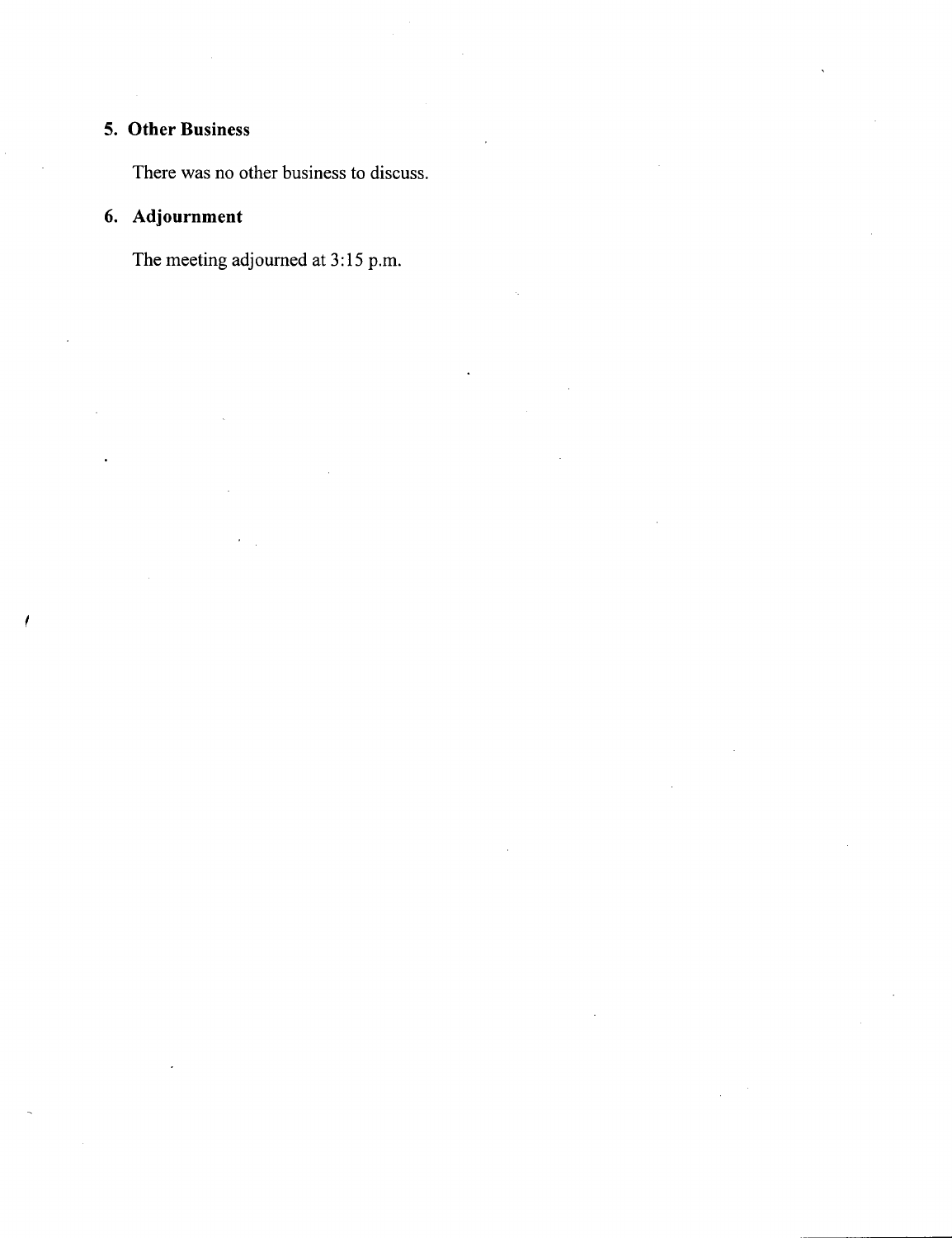## 5. Other Business

There was no other business to discuss.

## 6. Adjournment

The meeting adjourned at 3:15 p.m.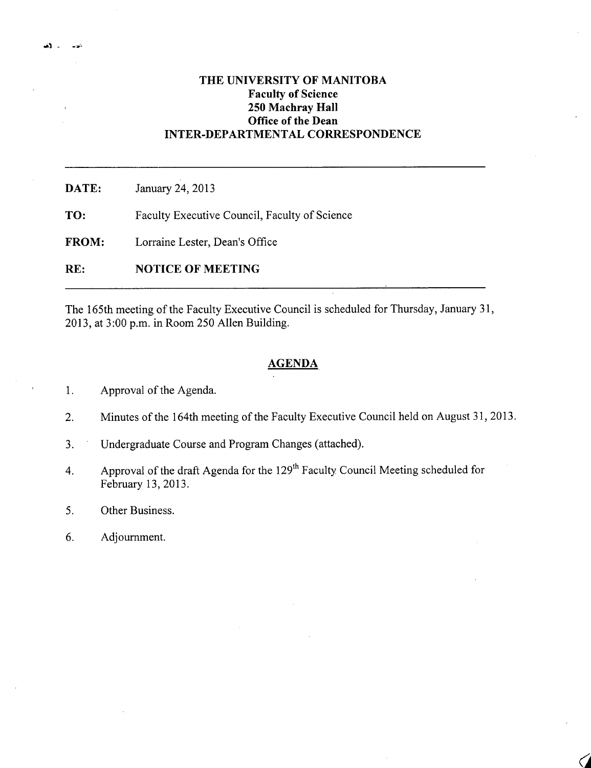**THE UNIVERSITY OF MANITOBA**
**Faculty of Science**
**250 Machray Hall**
**Office of the Dean**
**INTER-DEPARTMENTAL CORRESPONDENCE**

---

**DATE:** January 24, 2013

**TO:** Faculty Executive Council, Faculty of Science

**FROM:** Lorraine Lester, Dean's Office

**RE:** **NOTICE OF MEETING**

---

The 165th meeting of the Faculty Executive Council is scheduled for Thursday, January 31, 2013, at 3:00 p.m. in Room 250 Allen Building.

## AGENDA

1. Approval of the Agenda.
2. Minutes of the 164th meeting of the Faculty Executive Council held on August 31, 2013.
3. Undergraduate Course and Program Changes (attached).
4. Approval of the draft Agenda for the 129th Faculty Council Meeting scheduled for February 13, 2013.
5. Other Business.
6. Adjournment.